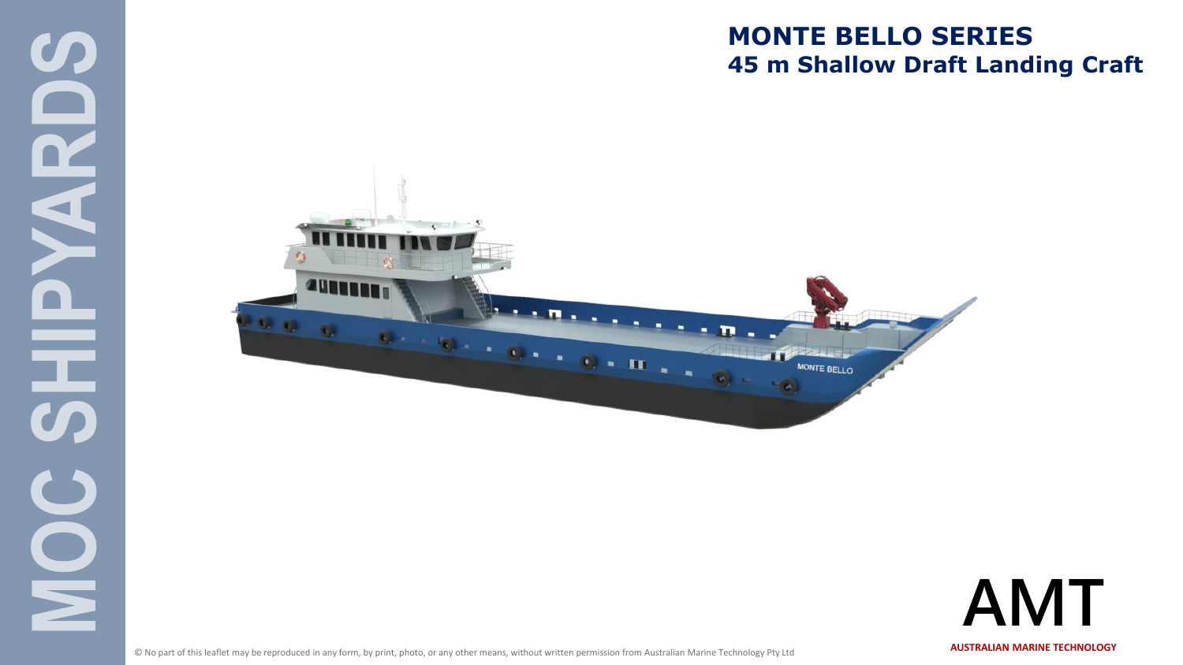MOC SHIPYARDS

# MONTE BELLO SERIES
## 45 m Shallow Draft Landing Craft

AMT

AUSTRALIAN MARINE TECHNOLOGY

© No part of this leaflet may be reproduced in any form, by print, photo, or any other means, without written permission from Australian Marine Technology Pty Ltd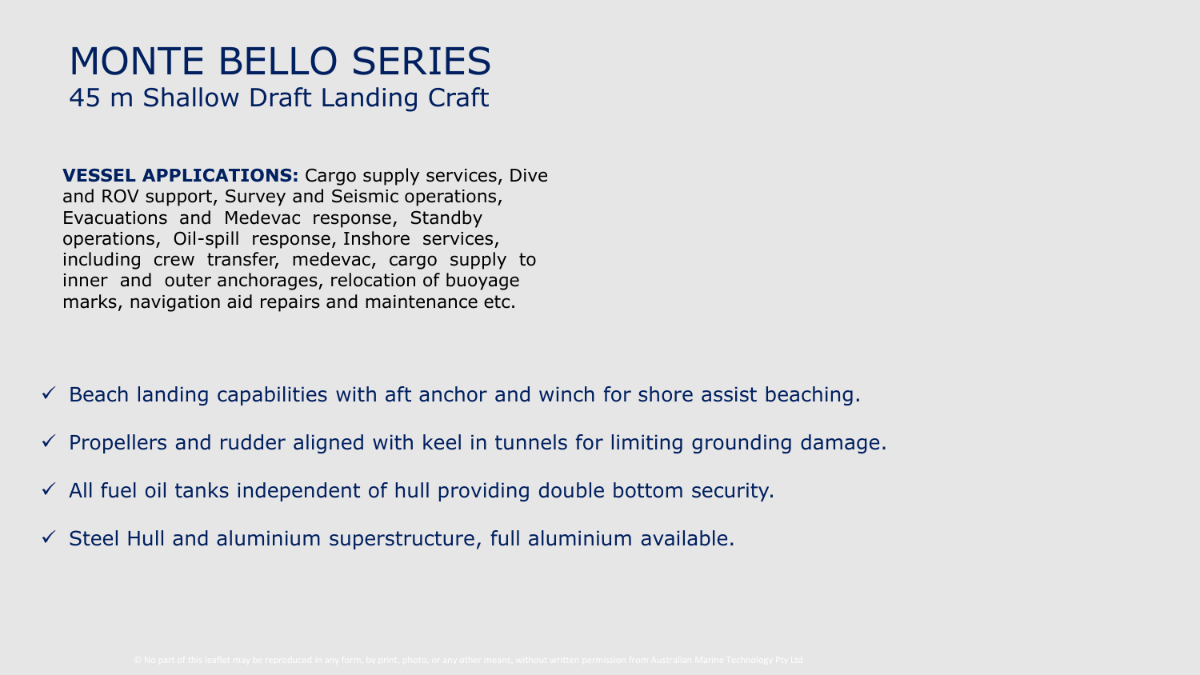# MONTE BELLO SERIES

## 45 m Shallow Draft Landing Craft

**VESSEL APPLICATIONS:** Cargo supply services, Dive and ROV support, Survey and Seismic operations, Evacuations and Medevac response, Standby operations, Oil-spill response, Inshore services, including crew transfer, medevac, cargo supply to inner and outer anchorages, relocation of buoyage marks, navigation aid repairs and maintenance etc.

- ✓ Beach landing capabilities with aft anchor and winch for shore assist beaching.
- ✓ Propellers and rudder aligned with keel in tunnels for limiting grounding damage.
- ✓ All fuel oil tanks independent of hull providing double bottom security.
- ✓ Steel Hull and aluminium superstructure, full aluminium available.

© No part of this leaflet may be reproduced in any form, by print, photo, or any other means, without written permission from Australian Marine Technology Pty Ltd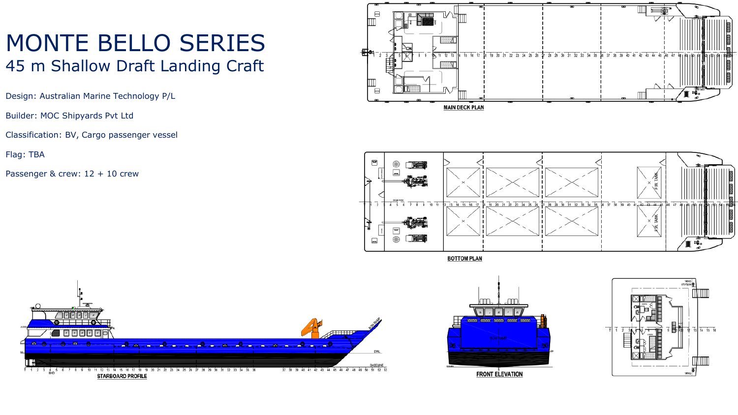# MONTE BELLO SERIES

## 45 m Shallow Draft Landing Craft

Design: Australian Marine Technology P/L

Builder: MOC Shipyards Pvt Ltd

Classification: BV, Cargo passenger vessel

Flag: TBA

Passenger & crew: 12 + 10 crew

MAIN DECK PLAN

BOTTOM PLAN

STARBOARD PROFILE

FRONT ELEVATION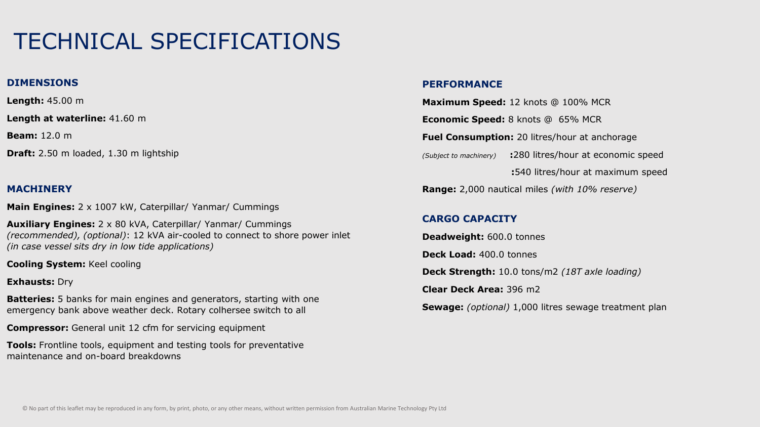# TECHNICAL SPECIFICATIONS

## DIMENSIONS

**Length:** 45.00 m

**Length at waterline:** 41.60 m

**Beam:** 12.0 m

**Draft:** 2.50 m loaded, 1.30 m lightship

## MACHINERY

**Main Engines:** 2 x 1007 kW, Caterpillar/ Yanmar/ Cummings

**Auxiliary Engines:** 2 x 80 kVA, Caterpillar/ Yanmar/ Cummings *(recommended), (optional)*: 12 kVA air-cooled to connect to shore power inlet *(in case vessel sits dry in low tide applications)*

**Cooling System:** Keel cooling

**Exhausts:** Dry

**Batteries:** 5 banks for main engines and generators, starting with one emergency bank above weather deck. Rotary colhersee switch to all

**Compressor:** General unit 12 cfm for servicing equipment

**Tools:** Frontline tools, equipment and testing tools for preventative maintenance and on-board breakdowns

## PERFORMANCE

**Maximum Speed:** 12 knots @ 100% MCR

**Economic Speed:** 8 knots @ 65% MCR

**Fuel Consumption:** 20 litres/hour at anchorage

*(Subject to machinery)* **:**280 litres/hour at economic speed

**:**540 litres/hour at maximum speed

**Range:** 2,000 nautical miles *(with 10% reserve)*

## CARGO CAPACITY

**Deadweight:** 600.0 tonnes

**Deck Load:** 400.0 tonnes

**Deck Strength:** 10.0 tons/m2 *(18T axle loading)*

**Clear Deck Area:** 396 m2

**Sewage:** *(optional)* 1,000 litres sewage treatment plan

© No part of this leaflet may be reproduced in any form, by print, photo, or any other means, without written permission from Australian Marine Technology Pty Ltd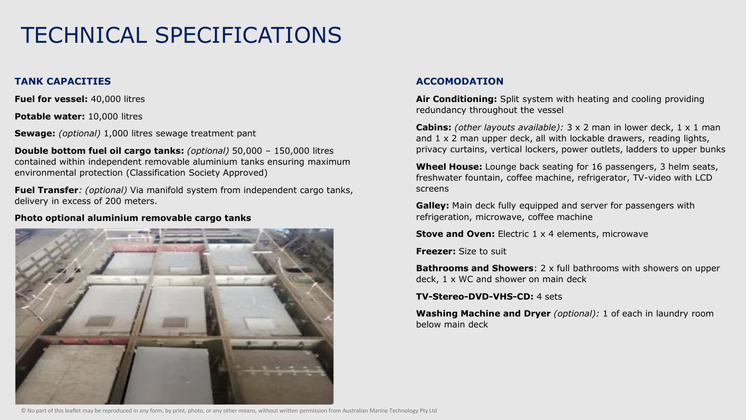# TECHNICAL SPECIFICATIONS

### TANK CAPACITIES

**Fuel for vessel:** 40,000 litres

**Potable water:** 10,000 litres

**Sewage:** *(optional)* 1,000 litres sewage treatment pant

**Double bottom fuel oil cargo tanks:** *(optional)* 50,000 – 150,000 litres contained within independent removable aluminium tanks ensuring maximum environmental protection (Classification Society Approved)

**Fuel Transfer***: (optional)* Via manifold system from independent cargo tanks, delivery in excess of 200 meters.

**Photo optional aluminium removable cargo tanks**

### ACCOMODATION

**Air Conditioning:** Split system with heating and cooling providing redundancy throughout the vessel

**Cabins:** *(other layouts available):* 3 x 2 man in lower deck, 1 x 1 man and 1 x 2 man upper deck, all with lockable drawers, reading lights, privacy curtains, vertical lockers, power outlets, ladders to upper bunks

**Wheel House:** Lounge back seating for 16 passengers, 3 helm seats, freshwater fountain, coffee machine, refrigerator, TV-video with LCD screens

**Galley:** Main deck fully equipped and server for passengers with refrigeration, microwave, coffee machine

**Stove and Oven:** Electric 1 x 4 elements, microwave

**Freezer:** Size to suit

**Bathrooms and Showers**: 2 x full bathrooms with showers on upper deck, 1 x WC and shower on main deck

**TV-Stereo-DVD-VHS-CD:** 4 sets

**Washing Machine and Dryer** *(optional):* 1 of each in laundry room below main deck

© No part of this leaflet may be reproduced in any form, by print, photo, or any other means, without written permission from Australian Marine Technology Pty Ltd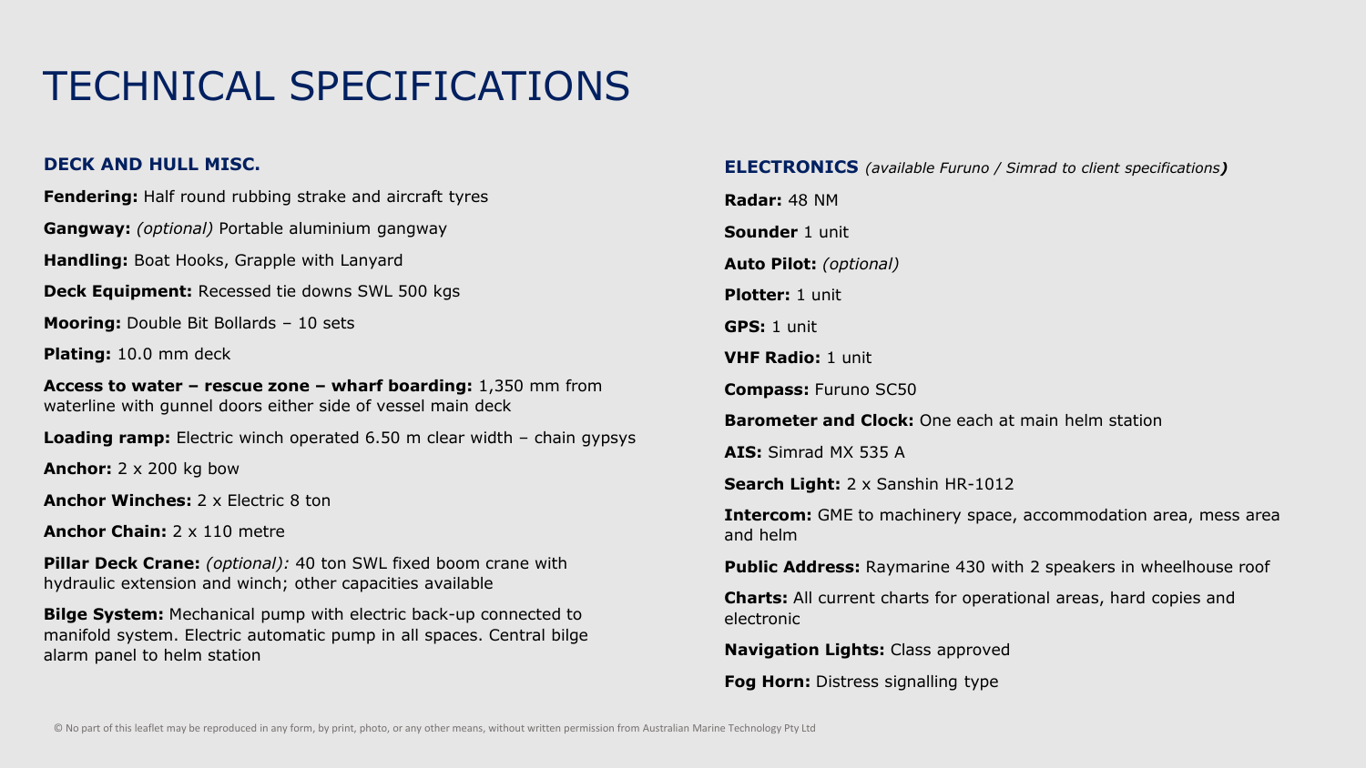# TECHNICAL SPECIFICATIONS

## DECK AND HULL MISC.

**Fendering:** Half round rubbing strake and aircraft tyres

**Gangway:** *(optional)* Portable aluminium gangway

**Handling:** Boat Hooks, Grapple with Lanyard

**Deck Equipment:** Recessed tie downs SWL 500 kgs

**Mooring:** Double Bit Bollards – 10 sets

**Plating:** 10.0 mm deck

**Access to water – rescue zone – wharf boarding:** 1,350 mm from waterline with gunnel doors either side of vessel main deck

**Loading ramp:** Electric winch operated 6.50 m clear width – chain gypsys

**Anchor:** 2 x 200 kg bow

**Anchor Winches:** 2 x Electric 8 ton

**Anchor Chain:** 2 x 110 metre

**Pillar Deck Crane:** *(optional):* 40 ton SWL fixed boom crane with hydraulic extension and winch; other capacities available

**Bilge System:** Mechanical pump with electric back-up connected to manifold system. Electric automatic pump in all spaces. Central bilge alarm panel to helm station

## ELECTRONICS *(available Furuno / Simrad to client specifications)*

**Radar:** 48 NM

**Sounder** 1 unit

**Auto Pilot:** *(optional)*

**Plotter:** 1 unit

**GPS:** 1 unit

**VHF Radio:** 1 unit

**Compass:** Furuno SC50

**Barometer and Clock:** One each at main helm station

**AIS:** Simrad MX 535 A

**Search Light:** 2 x Sanshin HR-1012

**Intercom:** GME to machinery space, accommodation area, mess area and helm

**Public Address:** Raymarine 430 with 2 speakers in wheelhouse roof

**Charts:** All current charts for operational areas, hard copies and electronic

**Navigation Lights:** Class approved

**Fog Horn:** Distress signalling type

© No part of this leaflet may be reproduced in any form, by print, photo, or any other means, without written permission from Australian Marine Technology Pty Ltd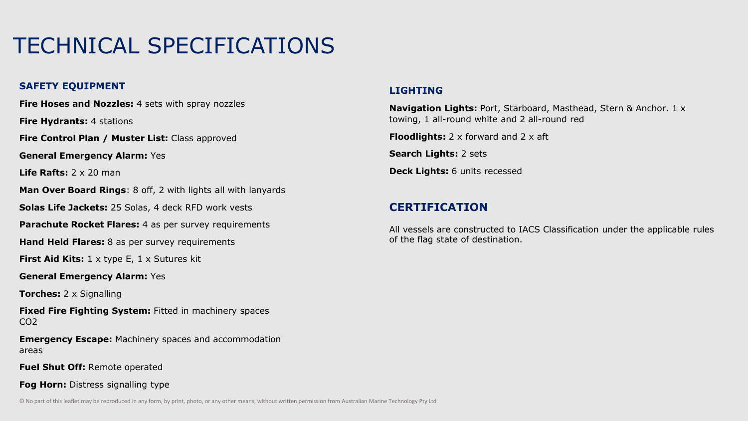# TECHNICAL SPECIFICATIONS

### SAFETY EQUIPMENT

**Fire Hoses and Nozzles:** 4 sets with spray nozzles

**Fire Hydrants:** 4 stations

**Fire Control Plan / Muster List:** Class approved

**General Emergency Alarm:** Yes

**Life Rafts:** 2 x 20 man

**Man Over Board Rings**: 8 off, 2 with lights all with lanyards

**Solas Life Jackets:** 25 Solas, 4 deck RFD work vests

**Parachute Rocket Flares:** 4 as per survey requirements

**Hand Held Flares:** 8 as per survey requirements

**First Aid Kits:** 1 x type E, 1 x Sutures kit

**General Emergency Alarm:** Yes

**Torches:** 2 x Signalling

**Fixed Fire Fighting System:** Fitted in machinery spaces $CO_2$

**Emergency Escape:** Machinery spaces and accommodation areas

**Fuel Shut Off:** Remote operated

**Fog Horn:** Distress signalling type

### LIGHTING

**Navigation Lights:** Port, Starboard, Masthead, Stern & Anchor. 1 x towing, 1 all-round white and 2 all-round red

**Floodlights:** 2 x forward and 2 x aft

**Search Lights:** 2 sets

**Deck Lights:** 6 units recessed

## CERTIFICATION

All vessels are constructed to IACS Classification under the applicable rules of the flag state of destination.

© No part of this leaflet may be reproduced in any form, by print, photo, or any other means, without written permission from Australian Marine Technology Pty Ltd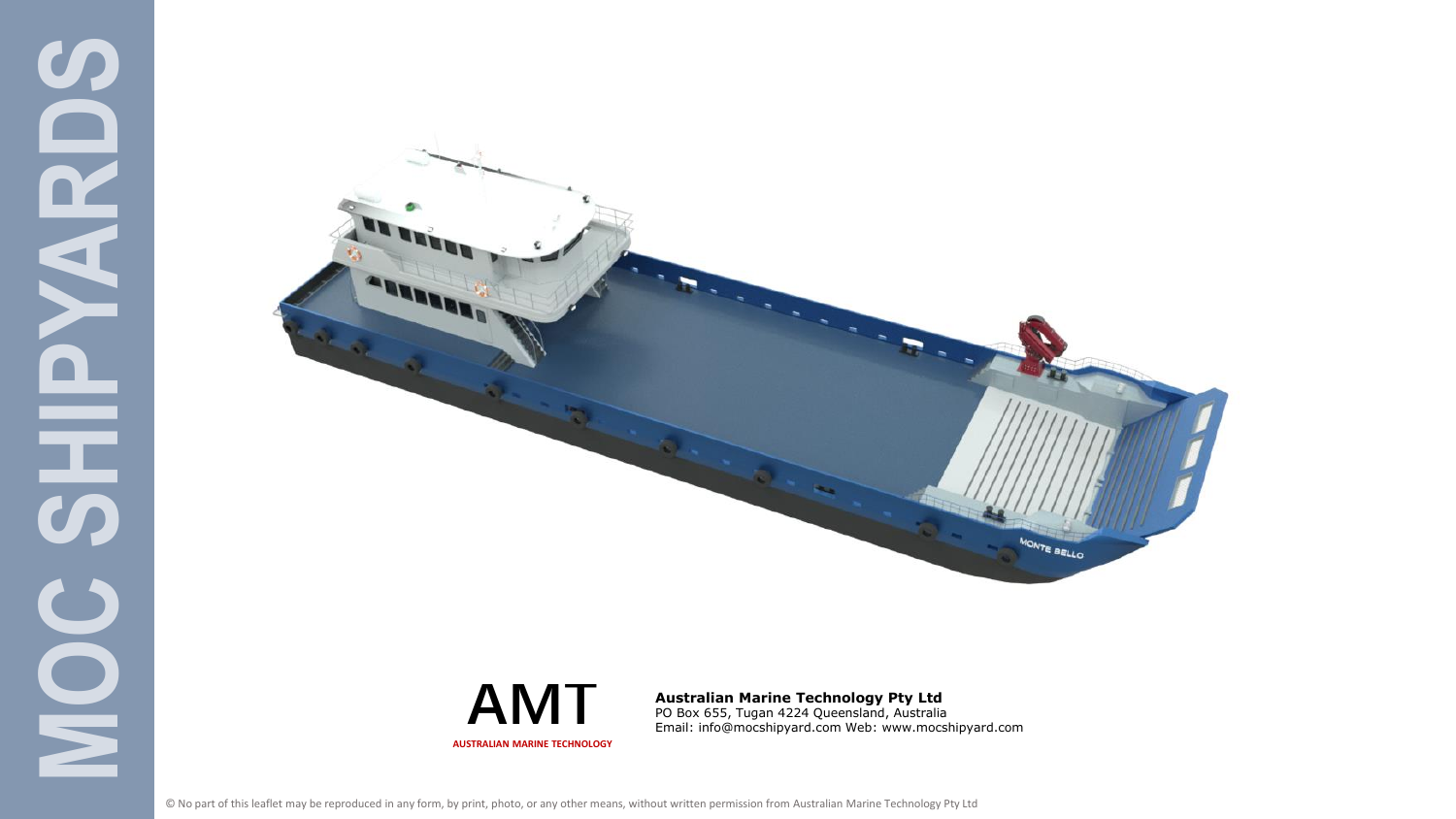MOC SHIPYARDS

AMT

AUSTRALIAN MARINE TECHNOLOGY

**Australian Marine Technology Pty Ltd**
PO Box 655, Tugan 4224 Queensland, Australia
Email: info@mocshipyard.com Web: www.mocshipyard.com

© No part of this leaflet may be reproduced in any form, by print, photo, or any other means, without written permission from Australian Marine Technology Pty Ltd